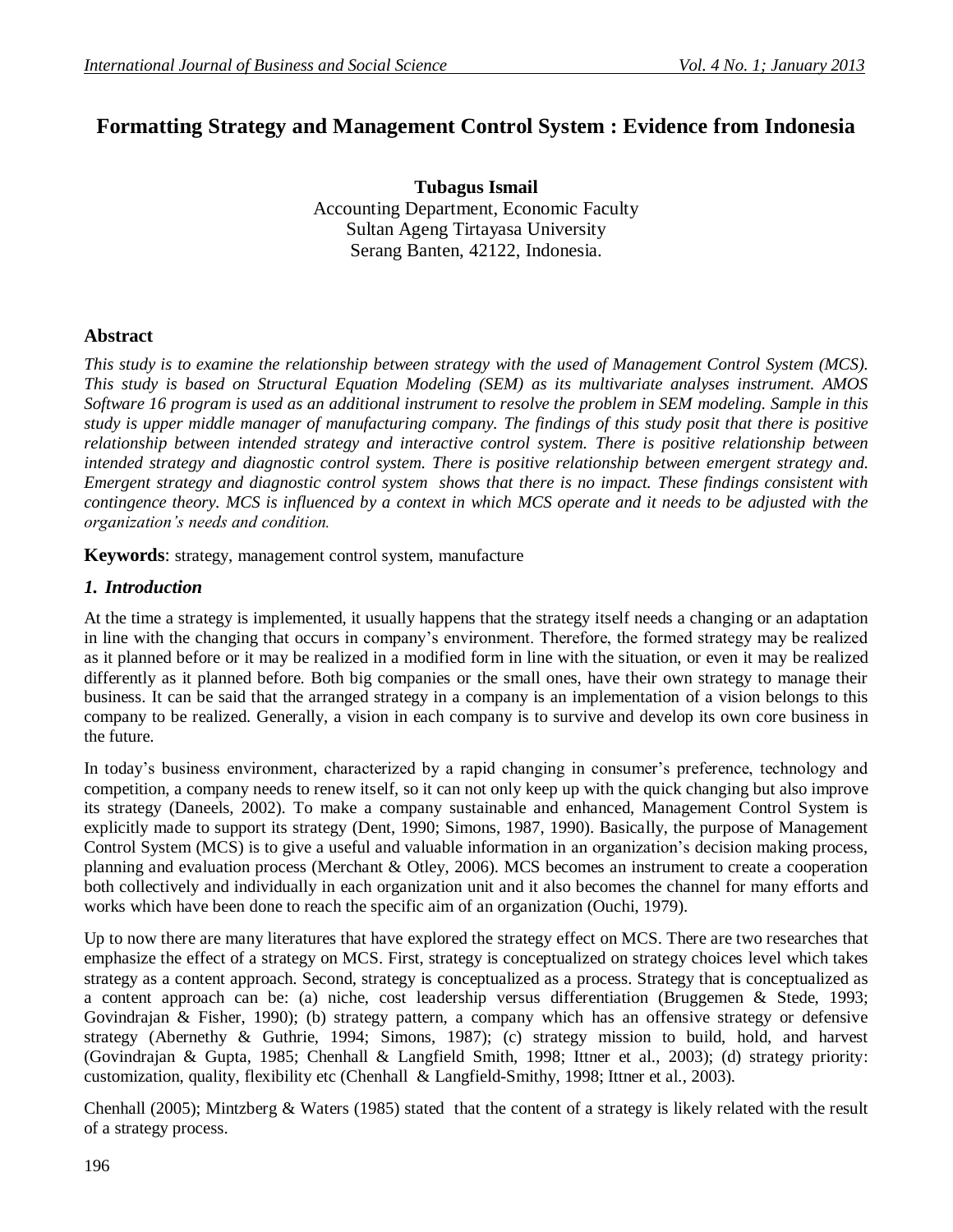# Formatting Strategy and Management Control System : Evidence from Indonesia

**Tubagus Ismail**
Accounting Department, Economic Faculty
Sultan Ageng Tirtayasa University
Serang Banten, 42122, Indonesia.

## Abstract

*This study is to examine the relationship between strategy with the used of Management Control System (MCS). This study is based on Structural Equation Modeling (SEM) as its multivariate analyses instrument. AMOS Software 16 program is used as an additional instrument to resolve the problem in SEM modeling. Sample in this study is upper middle manager of manufacturing company. The findings of this study posit that there is positive relationship between intended strategy and interactive control system. There is positive relationship between intended strategy and diagnostic control system. There is positive relationship between emergent strategy and. Emergent strategy and diagnostic control system shows that there is no impact. These findings consistent with contingence theory. MCS is influenced by a context in which MCS operate and it needs to be adjusted with the organization's needs and condition.*

**Keywords**: strategy, management control system, manufacture

## *1. Introduction*

At the time a strategy is implemented, it usually happens that the strategy itself needs a changing or an adaptation in line with the changing that occurs in company's environment. Therefore, the formed strategy may be realized as it planned before or it may be realized in a modified form in line with the situation, or even it may be realized differently as it planned before. Both big companies or the small ones, have their own strategy to manage their business. It can be said that the arranged strategy in a company is an implementation of a vision belongs to this company to be realized. Generally, a vision in each company is to survive and develop its own core business in the future.

In today's business environment, characterized by a rapid changing in consumer's preference, technology and competition, a company needs to renew itself, so it can not only keep up with the quick changing but also improve its strategy (Daneels, 2002). To make a company sustainable and enhanced, Management Control System is explicitly made to support its strategy (Dent, 1990; Simons, 1987, 1990). Basically, the purpose of Management Control System (MCS) is to give a useful and valuable information in an organization's decision making process, planning and evaluation process (Merchant & Otley, 2006). MCS becomes an instrument to create a cooperation both collectively and individually in each organization unit and it also becomes the channel for many efforts and works which have been done to reach the specific aim of an organization (Ouchi, 1979).

Up to now there are many literatures that have explored the strategy effect on MCS. There are two researches that emphasize the effect of a strategy on MCS. First, strategy is conceptualized on strategy choices level which takes strategy as a content approach. Second, strategy is conceptualized as a process. Strategy that is conceptualized as a content approach can be: (a) niche, cost leadership versus differentiation (Bruggemen & Stede, 1993; Govindrajan & Fisher, 1990); (b) strategy pattern, a company which has an offensive strategy or defensive strategy (Abernethy & Guthrie, 1994; Simons, 1987); (c) strategy mission to build, hold, and harvest (Govindrajan & Gupta, 1985; Chenhall & Langfield Smith, 1998; Ittner et al., 2003); (d) strategy priority: customization, quality, flexibility etc (Chenhall & Langfield-Smithy, 1998; Ittner et al., 2003).

Chenhall (2005); Mintzberg & Waters (1985) stated that the content of a strategy is likely related with the result of a strategy process.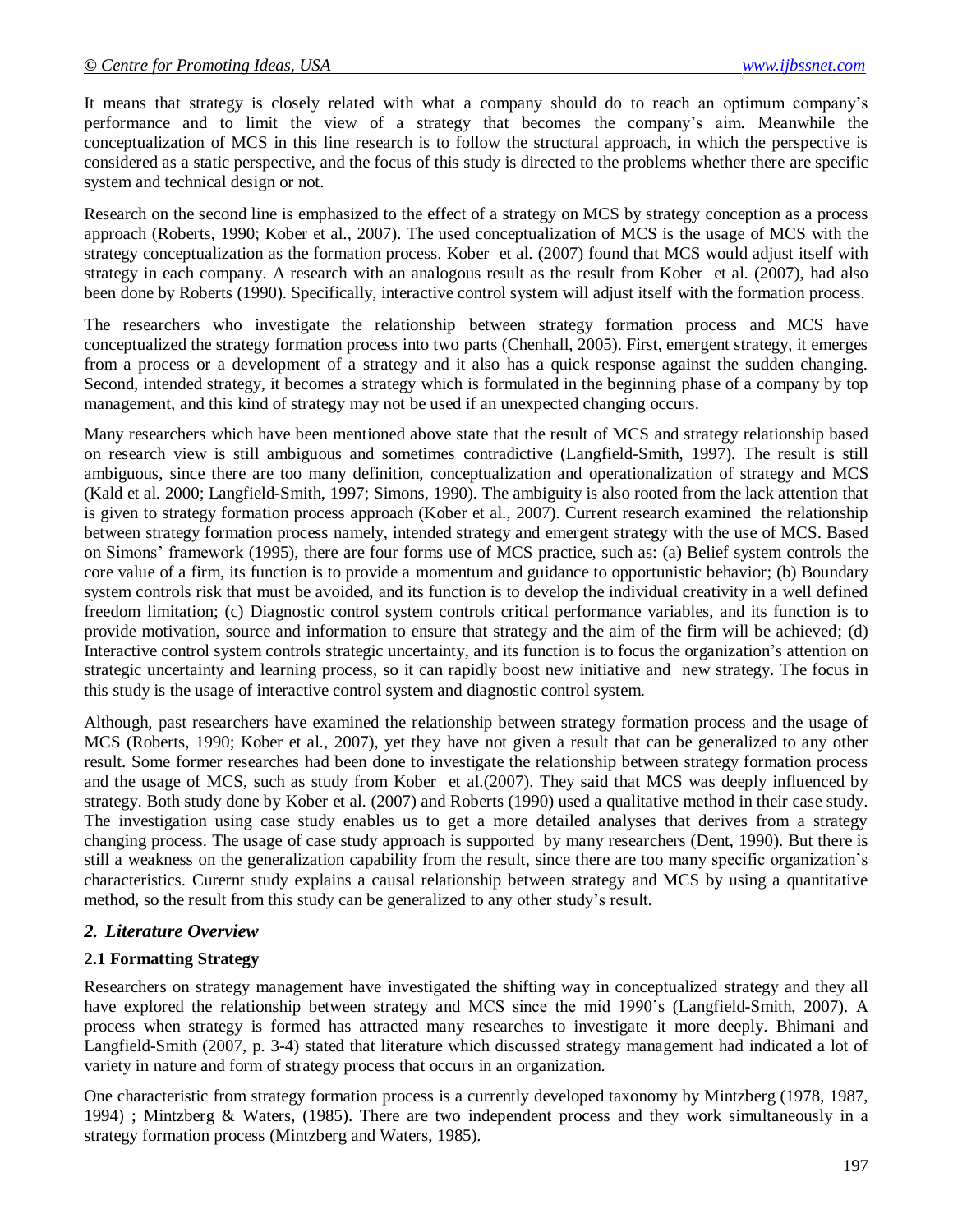It means that strategy is closely related with what a company should do to reach an optimum company's performance and to limit the view of a strategy that becomes the company's aim. Meanwhile the conceptualization of MCS in this line research is to follow the structural approach, in which the perspective is considered as a static perspective, and the focus of this study is directed to the problems whether there are specific system and technical design or not.

Research on the second line is emphasized to the effect of a strategy on MCS by strategy conception as a process approach (Roberts, 1990; Kober et al., 2007). The used conceptualization of MCS is the usage of MCS with the strategy conceptualization as the formation process. Kober et al. (2007) found that MCS would adjust itself with strategy in each company. A research with an analogous result as the result from Kober et al. (2007), had also been done by Roberts (1990). Specifically, interactive control system will adjust itself with the formation process.

The researchers who investigate the relationship between strategy formation process and MCS have conceptualized the strategy formation process into two parts (Chenhall, 2005). First, emergent strategy, it emerges from a process or a development of a strategy and it also has a quick response against the sudden changing. Second, intended strategy, it becomes a strategy which is formulated in the beginning phase of a company by top management, and this kind of strategy may not be used if an unexpected changing occurs.

Many researchers which have been mentioned above state that the result of MCS and strategy relationship based on research view is still ambiguous and sometimes contradictive (Langfield-Smith, 1997). The result is still ambiguous, since there are too many definition, conceptualization and operationalization of strategy and MCS (Kald et al. 2000; Langfield-Smith, 1997; Simons, 1990). The ambiguity is also rooted from the lack attention that is given to strategy formation process approach (Kober et al., 2007). Current research examined the relationship between strategy formation process namely, intended strategy and emergent strategy with the use of MCS. Based on Simons' framework (1995), there are four forms use of MCS practice, such as: (a) Belief system controls the core value of a firm, its function is to provide a momentum and guidance to opportunistic behavior; (b) Boundary system controls risk that must be avoided, and its function is to develop the individual creativity in a well defined freedom limitation; (c) Diagnostic control system controls critical performance variables, and its function is to provide motivation, source and information to ensure that strategy and the aim of the firm will be achieved; (d) Interactive control system controls strategic uncertainty, and its function is to focus the organization's attention on strategic uncertainty and learning process, so it can rapidly boost new initiative and new strategy. The focus in this study is the usage of interactive control system and diagnostic control system.

Although, past researchers have examined the relationship between strategy formation process and the usage of MCS (Roberts, 1990; Kober et al., 2007), yet they have not given a result that can be generalized to any other result. Some former researches had been done to investigate the relationship between strategy formation process and the usage of MCS, such as study from Kober et al.(2007). They said that MCS was deeply influenced by strategy. Both study done by Kober et al. (2007) and Roberts (1990) used a qualitative method in their case study. The investigation using case study enables us to get a more detailed analyses that derives from a strategy changing process. The usage of case study approach is supported by many researchers (Dent, 1990). But there is still a weakness on the generalization capability from the result, since there are too many specific organization's characteristics. Curernt study explains a causal relationship between strategy and MCS by using a quantitative method, so the result from this study can be generalized to any other study's result.

## *2. Literature Overview*

### 2.1 Formatting Strategy

Researchers on strategy management have investigated the shifting way in conceptualized strategy and they all have explored the relationship between strategy and MCS since the mid 1990's (Langfield-Smith, 2007). A process when strategy is formed has attracted many researches to investigate it more deeply. Bhimani and Langfield-Smith (2007, p. 3-4) stated that literature which discussed strategy management had indicated a lot of variety in nature and form of strategy process that occurs in an organization.

One characteristic from strategy formation process is a currently developed taxonomy by Mintzberg (1978, 1987, 1994) ; Mintzberg & Waters, (1985). There are two independent process and they work simultaneously in a strategy formation process (Mintzberg and Waters, 1985).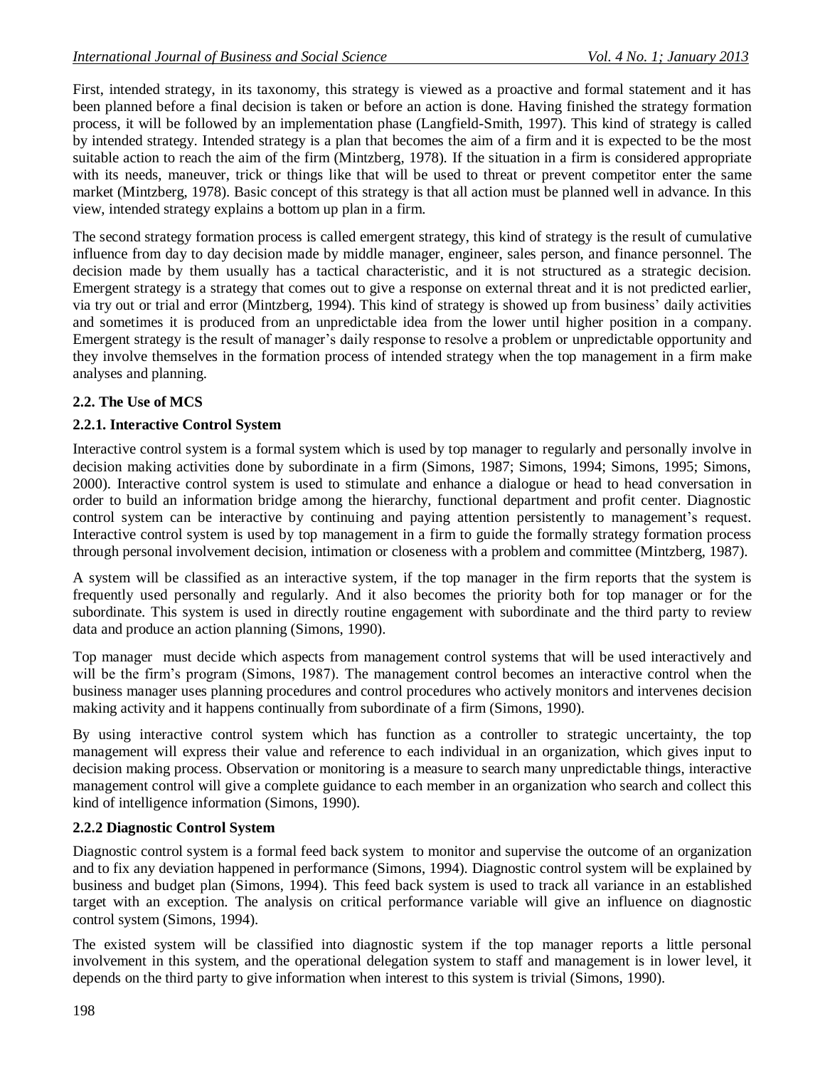First, intended strategy, in its taxonomy, this strategy is viewed as a proactive and formal statement and it has been planned before a final decision is taken or before an action is done. Having finished the strategy formation process, it will be followed by an implementation phase (Langfield-Smith, 1997). This kind of strategy is called by intended strategy. Intended strategy is a plan that becomes the aim of a firm and it is expected to be the most suitable action to reach the aim of the firm (Mintzberg, 1978). If the situation in a firm is considered appropriate with its needs, maneuver, trick or things like that will be used to threat or prevent competitor enter the same market (Mintzberg, 1978). Basic concept of this strategy is that all action must be planned well in advance. In this view, intended strategy explains a bottom up plan in a firm.

The second strategy formation process is called emergent strategy, this kind of strategy is the result of cumulative influence from day to day decision made by middle manager, engineer, sales person, and finance personnel. The decision made by them usually has a tactical characteristic, and it is not structured as a strategic decision. Emergent strategy is a strategy that comes out to give a response on external threat and it is not predicted earlier, via try out or trial and error (Mintzberg, 1994). This kind of strategy is showed up from business' daily activities and sometimes it is produced from an unpredictable idea from the lower until higher position in a company. Emergent strategy is the result of manager's daily response to resolve a problem or unpredictable opportunity and they involve themselves in the formation process of intended strategy when the top management in a firm make analyses and planning.

### 2.2. The Use of MCS

#### 2.2.1. Interactive Control System

Interactive control system is a formal system which is used by top manager to regularly and personally involve in decision making activities done by subordinate in a firm (Simons, 1987; Simons, 1994; Simons, 1995; Simons, 2000). Interactive control system is used to stimulate and enhance a dialogue or head to head conversation in order to build an information bridge among the hierarchy, functional department and profit center. Diagnostic control system can be interactive by continuing and paying attention persistently to management's request. Interactive control system is used by top management in a firm to guide the formally strategy formation process through personal involvement decision, intimation or closeness with a problem and committee (Mintzberg, 1987).

A system will be classified as an interactive system, if the top manager in the firm reports that the system is frequently used personally and regularly. And it also becomes the priority both for top manager or for the subordinate. This system is used in directly routine engagement with subordinate and the third party to review data and produce an action planning (Simons, 1990).

Top manager must decide which aspects from management control systems that will be used interactively and will be the firm's program (Simons, 1987). The management control becomes an interactive control when the business manager uses planning procedures and control procedures who actively monitors and intervenes decision making activity and it happens continually from subordinate of a firm (Simons, 1990).

By using interactive control system which has function as a controller to strategic uncertainty, the top management will express their value and reference to each individual in an organization, which gives input to decision making process. Observation or monitoring is a measure to search many unpredictable things, interactive management control will give a complete guidance to each member in an organization who search and collect this kind of intelligence information (Simons, 1990).

#### 2.2.2 Diagnostic Control System

Diagnostic control system is a formal feed back system to monitor and supervise the outcome of an organization and to fix any deviation happened in performance (Simons, 1994). Diagnostic control system will be explained by business and budget plan (Simons, 1994). This feed back system is used to track all variance in an established target with an exception. The analysis on critical performance variable will give an influence on diagnostic control system (Simons, 1994).

The existed system will be classified into diagnostic system if the top manager reports a little personal involvement in this system, and the operational delegation system to staff and management is in lower level, it depends on the third party to give information when interest to this system is trivial (Simons, 1990).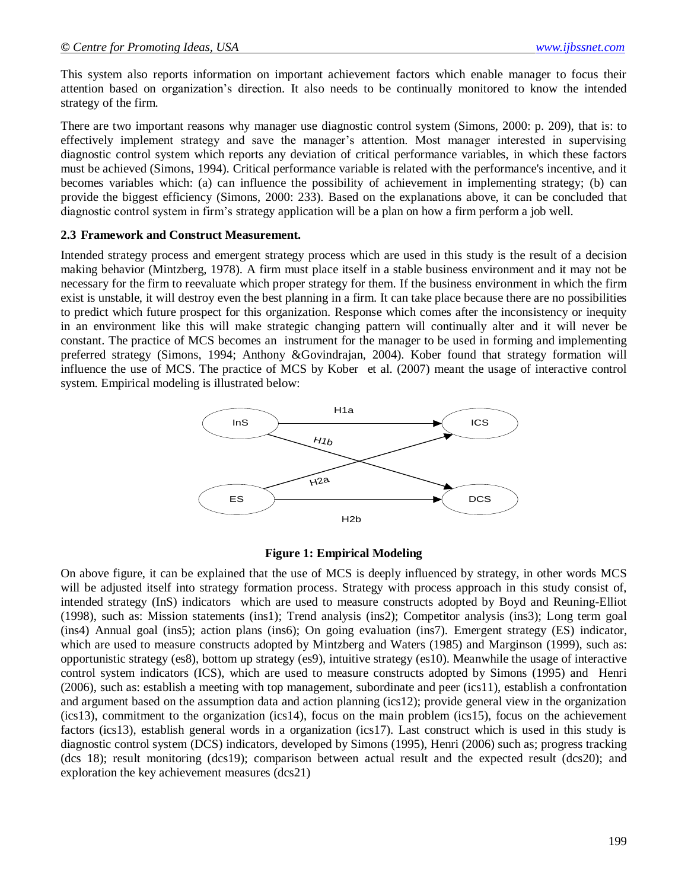This system also reports information on important achievement factors which enable manager to focus their attention based on organization's direction. It also needs to be continually monitored to know the intended strategy of the firm.

There are two important reasons why manager use diagnostic control system (Simons, 2000: p. 209), that is: to effectively implement strategy and save the manager's attention. Most manager interested in supervising diagnostic control system which reports any deviation of critical performance variables, in which these factors must be achieved (Simons, 1994). Critical performance variable is related with the performance's incentive, and it becomes variables which: (a) can influence the possibility of achievement in implementing strategy; (b) can provide the biggest efficiency (Simons, 2000: 233). Based on the explanations above, it can be concluded that diagnostic control system in firm's strategy application will be a plan on how a firm perform a job well.

### 2.3 Framework and Construct Measurement.

Intended strategy process and emergent strategy process which are used in this study is the result of a decision making behavior (Mintzberg, 1978). A firm must place itself in a stable business environment and it may not be necessary for the firm to reevaluate which proper strategy for them. If the business environment in which the firm exist is unstable, it will destroy even the best planning in a firm. It can take place because there are no possibilities to predict which future prospect for this organization. Response which comes after the inconsistency or inequity in an environment like this will make strategic changing pattern will continually alter and it will never be constant. The practice of MCS becomes an instrument for the manager to be used in forming and implementing preferred strategy (Simons, 1994; Anthony &Govindrajan, 2004). Kober found that strategy formation will influence the use of MCS. The practice of MCS by Kober et al. (2007) meant the usage of interactive control system. Empirical modeling is illustrated below:

**Figure 1: Empirical Modeling**

On above figure, it can be explained that the use of MCS is deeply influenced by strategy, in other words MCS will be adjusted itself into strategy formation process. Strategy with process approach in this study consist of, intended strategy (InS) indicators which are used to measure constructs adopted by Boyd and Reuning-Elliot (1998), such as: Mission statements (ins1); Trend analysis (ins2); Competitor analysis (ins3); Long term goal (ins4) Annual goal (ins5); action plans (ins6); On going evaluation (ins7). Emergent strategy (ES) indicator, which are used to measure constructs adopted by Mintzberg and Waters (1985) and Marginson (1999), such as: opportunistic strategy (es8), bottom up strategy (es9), intuitive strategy (es10). Meanwhile the usage of interactive control system indicators (ICS), which are used to measure constructs adopted by Simons (1995) and Henri (2006), such as: establish a meeting with top management, subordinate and peer (ics11), establish a confrontation and argument based on the assumption data and action planning (ics12); provide general view in the organization (ics13), commitment to the organization (ics14), focus on the main problem (ics15), focus on the achievement factors (ics13), establish general words in a organization (ics17). Last construct which is used in this study is diagnostic control system (DCS) indicators, developed by Simons (1995), Henri (2006) such as; progress tracking (dcs 18); result monitoring (dcs19); comparison between actual result and the expected result (dcs20); and exploration the key achievement measures (dcs21)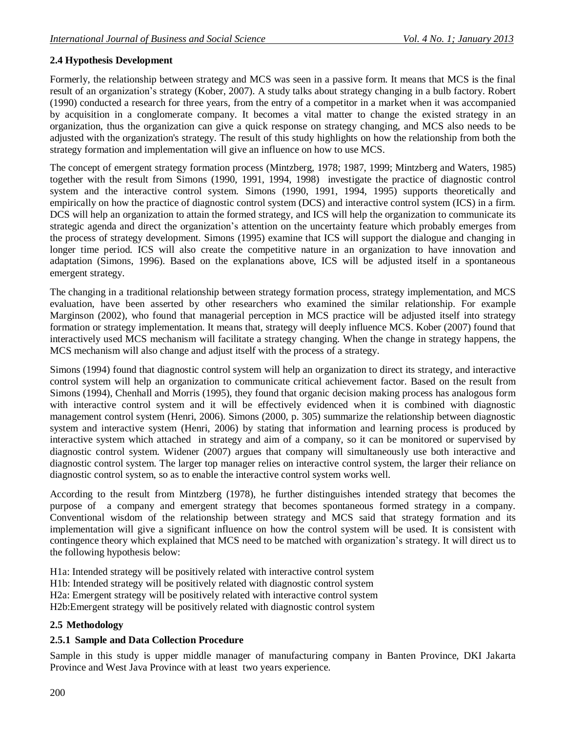### 2.4 Hypothesis Development

Formerly, the relationship between strategy and MCS was seen in a passive form. It means that MCS is the final result of an organization's strategy (Kober, 2007). A study talks about strategy changing in a bulb factory. Robert (1990) conducted a research for three years, from the entry of a competitor in a market when it was accompanied by acquisition in a conglomerate company. It becomes a vital matter to change the existed strategy in an organization, thus the organization can give a quick response on strategy changing, and MCS also needs to be adjusted with the organization's strategy. The result of this study highlights on how the relationship from both the strategy formation and implementation will give an influence on how to use MCS.

The concept of emergent strategy formation process (Mintzberg, 1978; 1987, 1999; Mintzberg and Waters, 1985) together with the result from Simons (1990, 1991, 1994, 1998) investigate the practice of diagnostic control system and the interactive control system. Simons (1990, 1991, 1994, 1995) supports theoretically and empirically on how the practice of diagnostic control system (DCS) and interactive control system (ICS) in a firm. DCS will help an organization to attain the formed strategy, and ICS will help the organization to communicate its strategic agenda and direct the organization's attention on the uncertainty feature which probably emerges from the process of strategy development. Simons (1995) examine that ICS will support the dialogue and changing in longer time period. ICS will also create the competitive nature in an organization to have innovation and adaptation (Simons, 1996). Based on the explanations above, ICS will be adjusted itself in a spontaneous emergent strategy.

The changing in a traditional relationship between strategy formation process, strategy implementation, and MCS evaluation, have been asserted by other researchers who examined the similar relationship. For example Marginson (2002), who found that managerial perception in MCS practice will be adjusted itself into strategy formation or strategy implementation. It means that, strategy will deeply influence MCS. Kober (2007) found that interactively used MCS mechanism will facilitate a strategy changing. When the change in strategy happens, the MCS mechanism will also change and adjust itself with the process of a strategy.

Simons (1994) found that diagnostic control system will help an organization to direct its strategy, and interactive control system will help an organization to communicate critical achievement factor. Based on the result from Simons (1994), Chenhall and Morris (1995), they found that organic decision making process has analogous form with interactive control system and it will be effectively evidenced when it is combined with diagnostic management control system (Henri, 2006). Simons (2000, p. 305) summarize the relationship between diagnostic system and interactive system (Henri, 2006) by stating that information and learning process is produced by interactive system which attached in strategy and aim of a company, so it can be monitored or supervised by diagnostic control system. Widener (2007) argues that company will simultaneously use both interactive and diagnostic control system. The larger top manager relies on interactive control system, the larger their reliance on diagnostic control system, so as to enable the interactive control system works well.

According to the result from Mintzberg (1978), he further distinguishes intended strategy that becomes the purpose of a company and emergent strategy that becomes spontaneous formed strategy in a company. Conventional wisdom of the relationship between strategy and MCS said that strategy formation and its implementation will give a significant influence on how the control system will be used. It is consistent with contingence theory which explained that MCS need to be matched with organization's strategy. It will direct us to the following hypothesis below:

H1a: Intended strategy will be positively related with interactive control system
H1b: Intended strategy will be positively related with diagnostic control system
H2a: Emergent strategy will be positively related with interactive control system
H2b:Emergent strategy will be positively related with diagnostic control system

### 2.5 Methodology

#### 2.5.1 Sample and Data Collection Procedure

Sample in this study is upper middle manager of manufacturing company in Banten Province, DKI Jakarta Province and West Java Province with at least two years experience.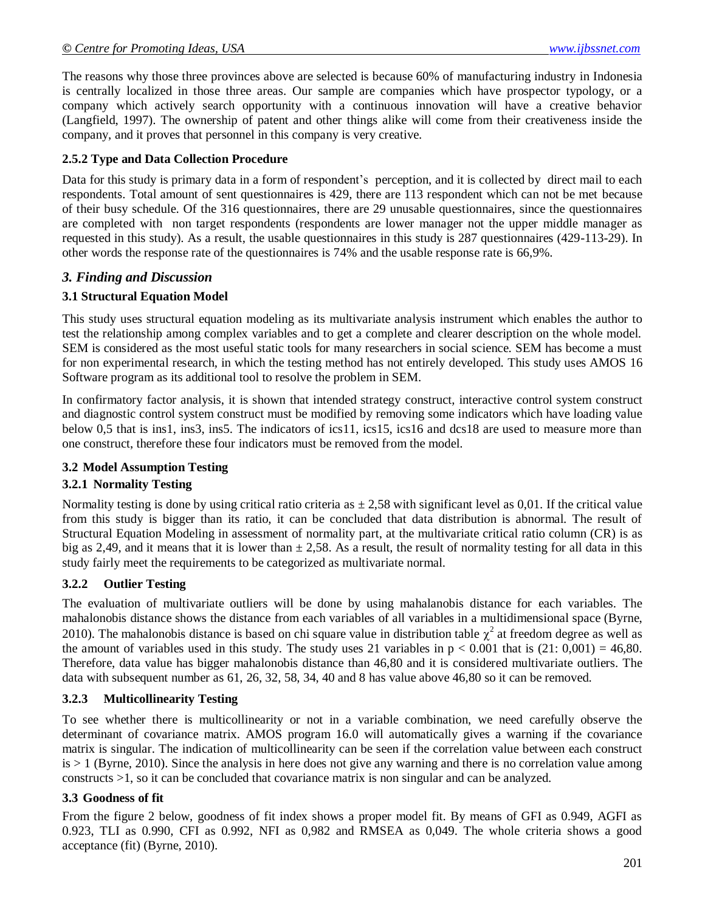The reasons why those three provinces above are selected is because 60% of manufacturing industry in Indonesia is centrally localized in those three areas. Our sample are companies which have prospector typology, or a company which actively search opportunity with a continuous innovation will have a creative behavior (Langfield, 1997). The ownership of patent and other things alike will come from their creativeness inside the company, and it proves that personnel in this company is very creative.

### 2.5.2 Type and Data Collection Procedure

Data for this study is primary data in a form of respondent's perception, and it is collected by direct mail to each respondents. Total amount of sent questionnaires is 429, there are 113 respondent which can not be met because of their busy schedule. Of the 316 questionnaires, there are 29 unusable questionnaires, since the questionnaires are completed with non target respondents (respondents are lower manager not the upper middle manager as requested in this study). As a result, the usable questionnaires in this study is 287 questionnaires (429-113-29). In other words the response rate of the questionnaires is 74% and the usable response rate is 66,9%.

## *3. Finding and Discussion*

### 3.1 Structural Equation Model

This study uses structural equation modeling as its multivariate analysis instrument which enables the author to test the relationship among complex variables and to get a complete and clearer description on the whole model. SEM is considered as the most useful static tools for many researchers in social science. SEM has become a must for non experimental research, in which the testing method has not entirely developed. This study uses AMOS 16 Software program as its additional tool to resolve the problem in SEM.

In confirmatory factor analysis, it is shown that intended strategy construct, interactive control system construct and diagnostic control system construct must be modified by removing some indicators which have loading value below 0,5 that is ins1, ins3, ins5. The indicators of ics11, ics15, ics16 and dcs18 are used to measure more than one construct, therefore these four indicators must be removed from the model.

### 3.2 Model Assumption Testing

### 3.2.1 Normality Testing

Normality testing is done by using critical ratio criteria as $\pm$ 2,58 with significant level as 0,01. If the critical value from this study is bigger than its ratio, it can be concluded that data distribution is abnormal. The result of Structural Equation Modeling in assessment of normality part, at the multivariate critical ratio column (CR) is as big as 2,49, and it means that it is lower than $\pm$ 2,58. As a result, the result of normality testing for all data in this study fairly meet the requirements to be categorized as multivariate normal.

### 3.2.2 Outlier Testing

The evaluation of multivariate outliers will be done by using mahalanobis distance for each variables. The mahalonobis distance shows the distance from each variables of all variables in a multidimensional space (Byrne, 2010). The mahalonobis distance is based on chi square value in distribution table $\chi^2$ at freedom degree as well as the amount of variables used in this study. The study uses 21 variables in $p < 0.001$ that is (21: 0,001) = 46,80. Therefore, data value has bigger mahalonobis distance than 46,80 and it is considered multivariate outliers. The data with subsequent number as 61, 26, 32, 58, 34, 40 and 8 has value above 46,80 so it can be removed.

### 3.2.3 Multicollinearity Testing

To see whether there is multicollinearity or not in a variable combination, we need carefully observe the determinant of covariance matrix. AMOS program 16.0 will automatically gives a warning if the covariance matrix is singular. The indication of multicollinearity can be seen if the correlation value between each construct is > 1 (Byrne, 2010). Since the analysis in here does not give any warning and there is no correlation value among constructs >1, so it can be concluded that covariance matrix is non singular and can be analyzed.

### 3.3 Goodness of fit

From the figure 2 below, goodness of fit index shows a proper model fit. By means of GFI as 0.949, AGFI as 0.923, TLI as 0.990, CFI as 0.992, NFI as 0,982 and RMSEA as 0,049. The whole criteria shows a good acceptance (fit) (Byrne, 2010).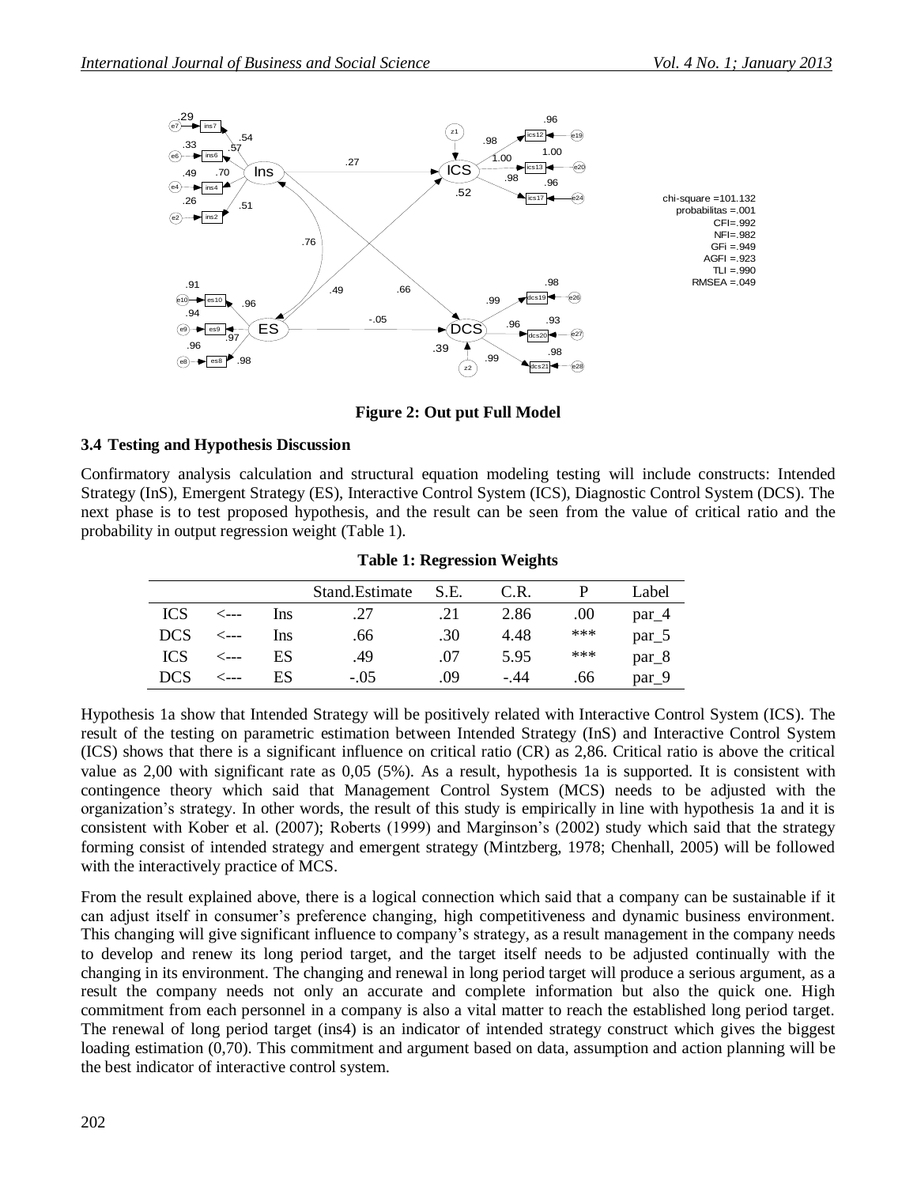chi-square =101.132
probabilitas =.001
CFI=.992
NFI=.982
GFi =.949
AGFI =.923
TLI =.990
RMSEA =.049

**Figure 2: Out put Full Model**

### 3.4 Testing and Hypothesis Discussion

Confirmatory analysis calculation and structural equation modeling testing will include constructs: Intended Strategy (InS), Emergent Strategy (ES), Interactive Control System (ICS), Diagnostic Control System (DCS). The next phase is to test proposed hypothesis, and the result can be seen from the value of critical ratio and the probability in output regression weight (Table 1).

**Table 1: Regression Weights**

| | | | Stand.Estimate | S.E. | C.R. | P | Label |
|---|---|---|---|---|---|---|---|
| ICS | <--- | Ins | .27 | .21 | 2.86 | .00 | par_4 |
| DCS | <--- | Ins | .66 | .30 | 4.48 | *** | par_5 |
| ICS | <--- | ES | .49 | .07 | 5.95 | *** | par_8 |
| DCS | <--- | ES | -.05 | .09 | -.44 | .66 | par_9 |

Hypothesis 1a show that Intended Strategy will be positively related with Interactive Control System (ICS). The result of the testing on parametric estimation between Intended Strategy (InS) and Interactive Control System (ICS) shows that there is a significant influence on critical ratio (CR) as 2,86. Critical ratio is above the critical value as 2,00 with significant rate as 0,05 (5%). As a result, hypothesis 1a is supported. It is consistent with contingence theory which said that Management Control System (MCS) needs to be adjusted with the organization's strategy. In other words, the result of this study is empirically in line with hypothesis 1a and it is consistent with Kober et al. (2007); Roberts (1999) and Marginson's (2002) study which said that the strategy forming consist of intended strategy and emergent strategy (Mintzberg, 1978; Chenhall, 2005) will be followed with the interactively practice of MCS.

From the result explained above, there is a logical connection which said that a company can be sustainable if it can adjust itself in consumer's preference changing, high competitiveness and dynamic business environment. This changing will give significant influence to company's strategy, as a result management in the company needs to develop and renew its long period target, and the target itself needs to be adjusted continually with the changing in its environment. The changing and renewal in long period target will produce a serious argument, as a result the company needs not only an accurate and complete information but also the quick one. High commitment from each personnel in a company is also a vital matter to reach the established long period target. The renewal of long period target (ins4) is an indicator of intended strategy construct which gives the biggest loading estimation (0,70). This commitment and argument based on data, assumption and action planning will be the best indicator of interactive control system.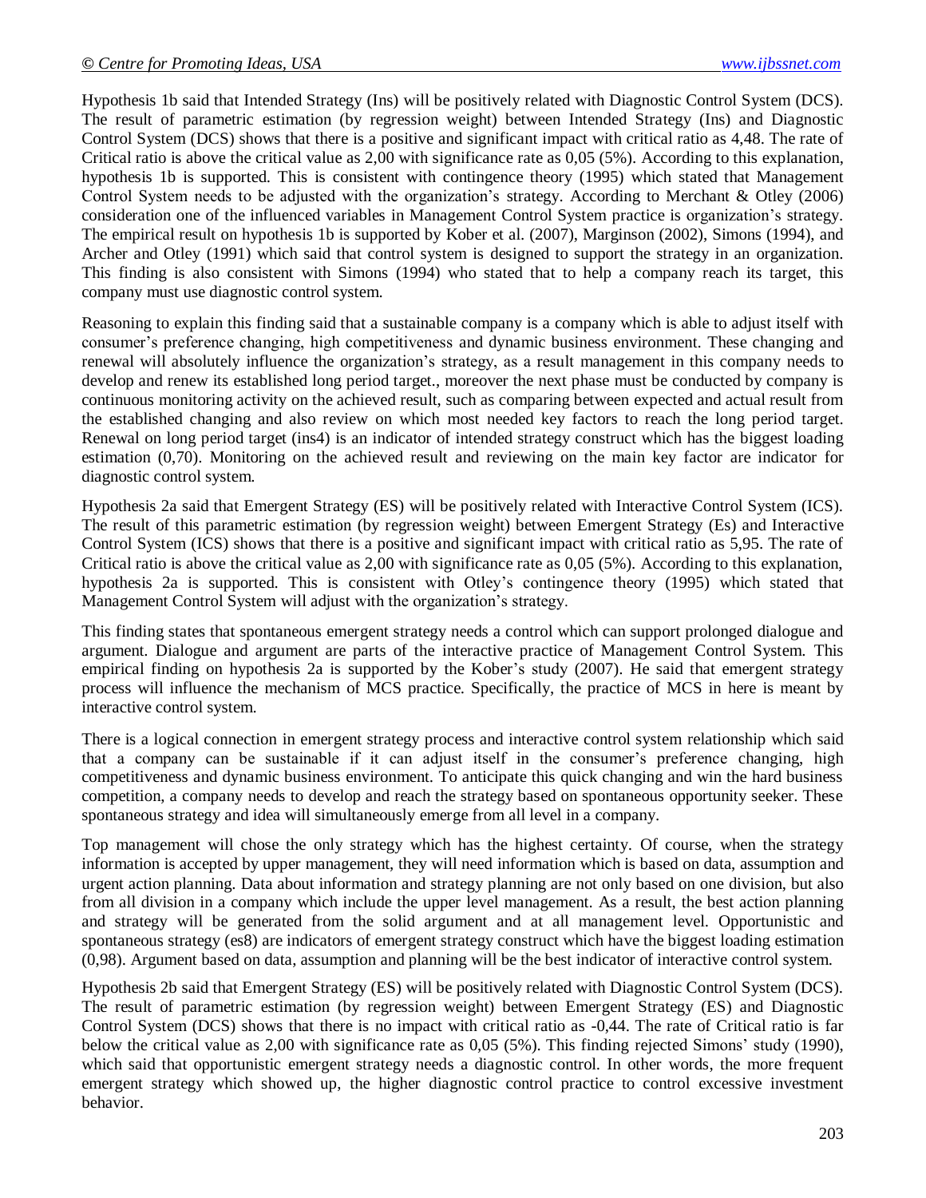Hypothesis 1b said that Intended Strategy (Ins) will be positively related with Diagnostic Control System (DCS). The result of parametric estimation (by regression weight) between Intended Strategy (Ins) and Diagnostic Control System (DCS) shows that there is a positive and significant impact with critical ratio as 4,48. The rate of Critical ratio is above the critical value as 2,00 with significance rate as 0,05 (5%). According to this explanation, hypothesis 1b is supported. This is consistent with contingence theory (1995) which stated that Management Control System needs to be adjusted with the organization's strategy. According to Merchant & Otley (2006) consideration one of the influenced variables in Management Control System practice is organization's strategy. The empirical result on hypothesis 1b is supported by Kober et al. (2007), Marginson (2002), Simons (1994), and Archer and Otley (1991) which said that control system is designed to support the strategy in an organization. This finding is also consistent with Simons (1994) who stated that to help a company reach its target, this company must use diagnostic control system.

Reasoning to explain this finding said that a sustainable company is a company which is able to adjust itself with consumer's preference changing, high competitiveness and dynamic business environment. These changing and renewal will absolutely influence the organization's strategy, as a result management in this company needs to develop and renew its established long period target., moreover the next phase must be conducted by company is continuous monitoring activity on the achieved result, such as comparing between expected and actual result from the established changing and also review on which most needed key factors to reach the long period target. Renewal on long period target (ins4) is an indicator of intended strategy construct which has the biggest loading estimation (0,70). Monitoring on the achieved result and reviewing on the main key factor are indicator for diagnostic control system.

Hypothesis 2a said that Emergent Strategy (ES) will be positively related with Interactive Control System (ICS). The result of this parametric estimation (by regression weight) between Emergent Strategy (Es) and Interactive Control System (ICS) shows that there is a positive and significant impact with critical ratio as 5,95. The rate of Critical ratio is above the critical value as 2,00 with significance rate as 0,05 (5%). According to this explanation, hypothesis 2a is supported. This is consistent with Otley's contingence theory (1995) which stated that Management Control System will adjust with the organization's strategy.

This finding states that spontaneous emergent strategy needs a control which can support prolonged dialogue and argument. Dialogue and argument are parts of the interactive practice of Management Control System. This empirical finding on hypothesis 2a is supported by the Kober's study (2007). He said that emergent strategy process will influence the mechanism of MCS practice. Specifically, the practice of MCS in here is meant by interactive control system.

There is a logical connection in emergent strategy process and interactive control system relationship which said that a company can be sustainable if it can adjust itself in the consumer's preference changing, high competitiveness and dynamic business environment. To anticipate this quick changing and win the hard business competition, a company needs to develop and reach the strategy based on spontaneous opportunity seeker. These spontaneous strategy and idea will simultaneously emerge from all level in a company.

Top management will chose the only strategy which has the highest certainty. Of course, when the strategy information is accepted by upper management, they will need information which is based on data, assumption and urgent action planning. Data about information and strategy planning are not only based on one division, but also from all division in a company which include the upper level management. As a result, the best action planning and strategy will be generated from the solid argument and at all management level. Opportunistic and spontaneous strategy (es8) are indicators of emergent strategy construct which have the biggest loading estimation (0,98). Argument based on data, assumption and planning will be the best indicator of interactive control system.

Hypothesis 2b said that Emergent Strategy (ES) will be positively related with Diagnostic Control System (DCS). The result of parametric estimation (by regression weight) between Emergent Strategy (ES) and Diagnostic Control System (DCS) shows that there is no impact with critical ratio as -0,44. The rate of Critical ratio is far below the critical value as 2,00 with significance rate as 0,05 (5%). This finding rejected Simons' study (1990), which said that opportunistic emergent strategy needs a diagnostic control. In other words, the more frequent emergent strategy which showed up, the higher diagnostic control practice to control excessive investment behavior.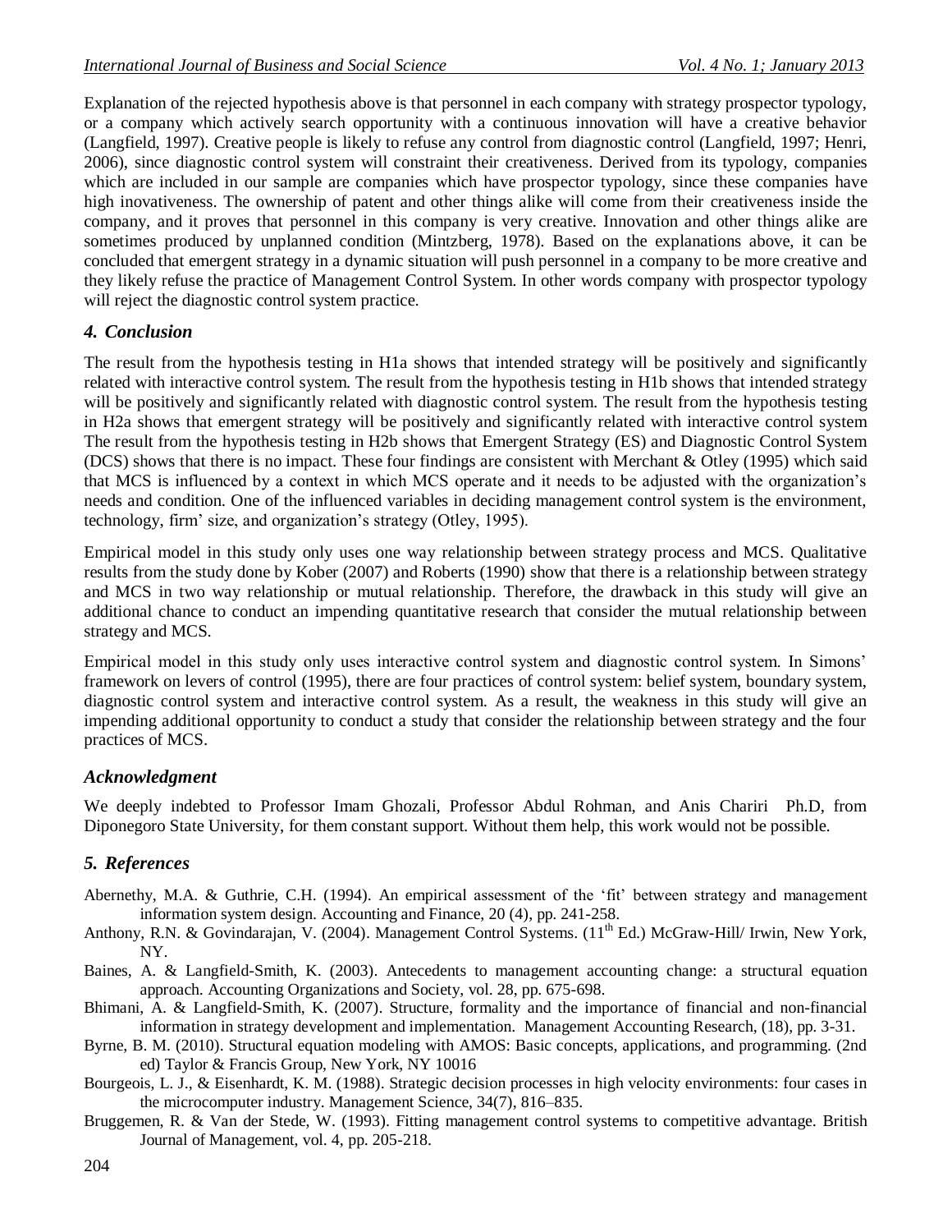Explanation of the rejected hypothesis above is that personnel in each company with strategy prospector typology, or a company which actively search opportunity with a continuous innovation will have a creative behavior (Langfield, 1997). Creative people is likely to refuse any control from diagnostic control (Langfield, 1997; Henri, 2006), since diagnostic control system will constraint their creativeness. Derived from its typology, companies which are included in our sample are companies which have prospector typology, since these companies have high inovativeness. The ownership of patent and other things alike will come from their creativeness inside the company, and it proves that personnel in this company is very creative. Innovation and other things alike are sometimes produced by unplanned condition (Mintzberg, 1978). Based on the explanations above, it can be concluded that emergent strategy in a dynamic situation will push personnel in a company to be more creative and they likely refuse the practice of Management Control System. In other words company with prospector typology will reject the diagnostic control system practice.

## *4. Conclusion*

The result from the hypothesis testing in H1a shows that intended strategy will be positively and significantly related with interactive control system. The result from the hypothesis testing in H1b shows that intended strategy will be positively and significantly related with diagnostic control system. The result from the hypothesis testing in H2a shows that emergent strategy will be positively and significantly related with interactive control system The result from the hypothesis testing in H2b shows that Emergent Strategy (ES) and Diagnostic Control System (DCS) shows that there is no impact. These four findings are consistent with Merchant & Otley (1995) which said that MCS is influenced by a context in which MCS operate and it needs to be adjusted with the organization's needs and condition. One of the influenced variables in deciding management control system is the environment, technology, firm' size, and organization's strategy (Otley, 1995).

Empirical model in this study only uses one way relationship between strategy process and MCS. Qualitative results from the study done by Kober (2007) and Roberts (1990) show that there is a relationship between strategy and MCS in two way relationship or mutual relationship. Therefore, the drawback in this study will give an additional chance to conduct an impending quantitative research that consider the mutual relationship between strategy and MCS.

Empirical model in this study only uses interactive control system and diagnostic control system. In Simons' framework on levers of control (1995), there are four practices of control system: belief system, boundary system, diagnostic control system and interactive control system. As a result, the weakness in this study will give an impending additional opportunity to conduct a study that consider the relationship between strategy and the four practices of MCS.

## *Acknowledgment*

We deeply indebted to Professor Imam Ghozali, Professor Abdul Rohman, and Anis Chariri Ph.D, from Diponegoro State University, for them constant support. Without them help, this work would not be possible.

## *5. References*

Abernethy, M.A. & Guthrie, C.H. (1994). An empirical assessment of the 'fit' between strategy and management information system design. Accounting and Finance, 20 (4), pp. 241-258.

Anthony, R.N. & Govindarajan, V. (2004). Management Control Systems. (11th Ed.) McGraw-Hill/ Irwin, New York, NY.

Baines, A. & Langfield-Smith, K. (2003). Antecedents to management accounting change: a structural equation approach. Accounting Organizations and Society, vol. 28, pp. 675-698.

Bhimani, A. & Langfield-Smith, K. (2007). Structure, formality and the importance of financial and non-financial information in strategy development and implementation. Management Accounting Research, (18), pp. 3-31.

Byrne, B. M. (2010). Structural equation modeling with AMOS: Basic concepts, applications, and programming. (2nd ed) Taylor & Francis Group, New York, NY 10016

Bourgeois, L. J., & Eisenhardt, K. M. (1988). Strategic decision processes in high velocity environments: four cases in the microcomputer industry. Management Science, 34(7), 816–835.

Bruggemen, R. & Van der Stede, W. (1993). Fitting management control systems to competitive advantage. British Journal of Management, vol. 4, pp. 205-218.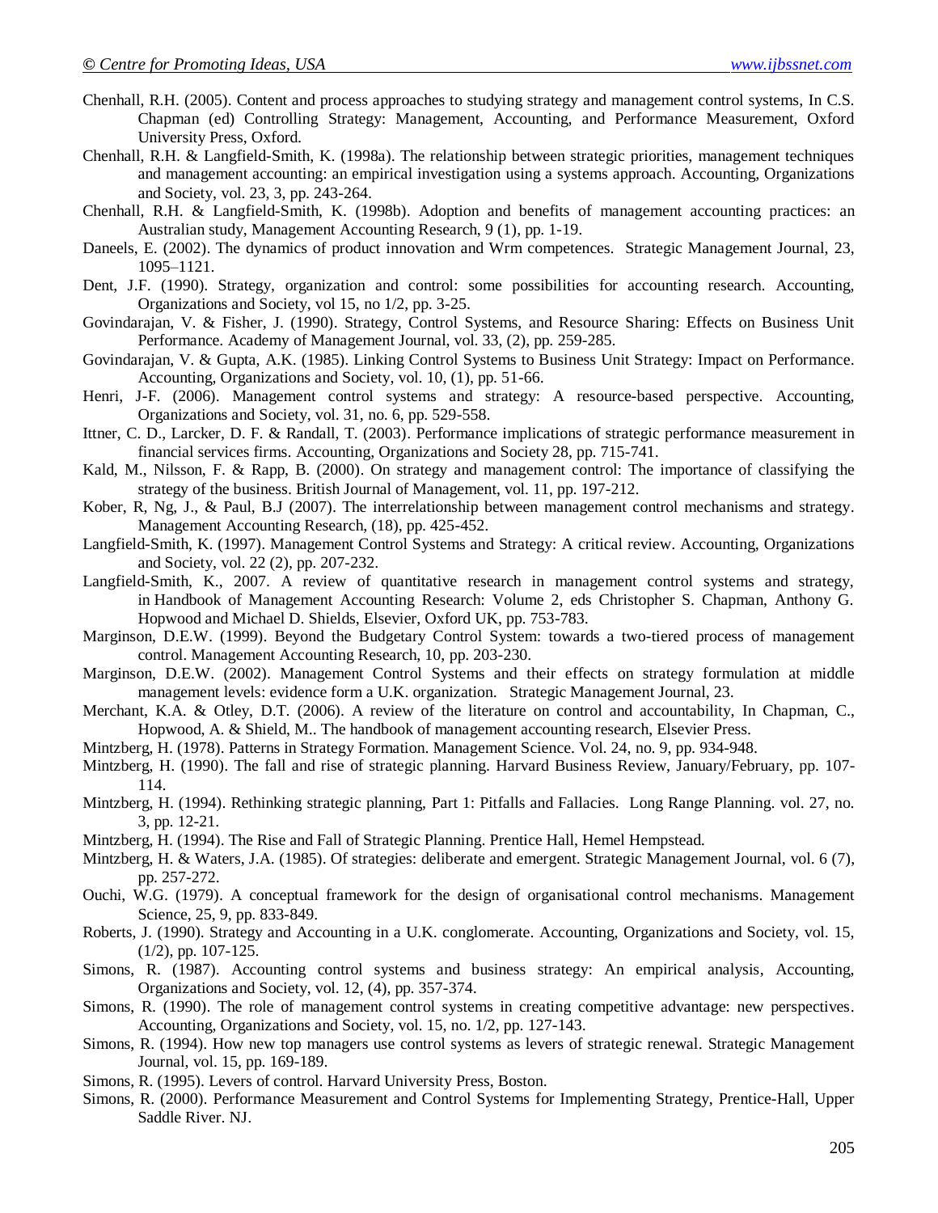Chenhall, R.H. (2005). Content and process approaches to studying strategy and management control systems, In C.S. Chapman (ed) Controlling Strategy: Management, Accounting, and Performance Measurement, Oxford University Press, Oxford.

Chenhall, R.H. & Langfield-Smith, K. (1998a). The relationship between strategic priorities, management techniques and management accounting: an empirical investigation using a systems approach. Accounting, Organizations and Society, vol. 23, 3, pp. 243-264.

Chenhall, R.H. & Langfield-Smith, K. (1998b). Adoption and benefits of management accounting practices: an Australian study, Management Accounting Research, 9 (1), pp. 1-19.

Daneels, E. (2002). The dynamics of product innovation and Wrm competences. Strategic Management Journal, 23, 1095–1121.

Dent, J.F. (1990). Strategy, organization and control: some possibilities for accounting research. Accounting, Organizations and Society, vol 15, no 1/2, pp. 3-25.

Govindarajan, V. & Fisher, J. (1990). Strategy, Control Systems, and Resource Sharing: Effects on Business Unit Performance. Academy of Management Journal, vol. 33, (2), pp. 259-285.

Govindarajan, V. & Gupta, A.K. (1985). Linking Control Systems to Business Unit Strategy: Impact on Performance. Accounting, Organizations and Society, vol. 10, (1), pp. 51-66.

Henri, J-F. (2006). Management control systems and strategy: A resource-based perspective. Accounting, Organizations and Society, vol. 31, no. 6, pp. 529-558.

Ittner, C. D., Larcker, D. F. & Randall, T. (2003). Performance implications of strategic performance measurement in financial services firms. Accounting, Organizations and Society 28, pp. 715-741.

Kald, M., Nilsson, F. & Rapp, B. (2000). On strategy and management control: The importance of classifying the strategy of the business. British Journal of Management, vol. 11, pp. 197-212.

Kober, R, Ng, J., & Paul, B.J (2007). The interrelationship between management control mechanisms and strategy. Management Accounting Research, (18), pp. 425-452.

Langfield-Smith, K. (1997). Management Control Systems and Strategy: A critical review. Accounting, Organizations and Society, vol. 22 (2), pp. 207-232.

Langfield-Smith, K., 2007. A review of quantitative research in management control systems and strategy, in Handbook of Management Accounting Research: Volume 2, eds Christopher S. Chapman, Anthony G. Hopwood and Michael D. Shields, Elsevier, Oxford UK, pp. 753-783.

Marginson, D.E.W. (1999). Beyond the Budgetary Control System: towards a two-tiered process of management control. Management Accounting Research, 10, pp. 203-230.

Marginson, D.E.W. (2002). Management Control Systems and their effects on strategy formulation at middle management levels: evidence form a U.K. organization. Strategic Management Journal, 23.

Merchant, K.A. & Otley, D.T. (2006). A review of the literature on control and accountability, In Chapman, C., Hopwood, A. & Shield, M.. The handbook of management accounting research, Elsevier Press.

Mintzberg, H. (1978). Patterns in Strategy Formation. Management Science. Vol. 24, no. 9, pp. 934-948.

Mintzberg, H. (1990). The fall and rise of strategic planning. Harvard Business Review, January/February, pp. 107-114.

Mintzberg, H. (1994). Rethinking strategic planning, Part 1: Pitfalls and Fallacies. Long Range Planning. vol. 27, no. 3, pp. 12-21.

Mintzberg, H. (1994). The Rise and Fall of Strategic Planning. Prentice Hall, Hemel Hempstead.

Mintzberg, H. & Waters, J.A. (1985). Of strategies: deliberate and emergent. Strategic Management Journal, vol. 6 (7), pp. 257-272.

Ouchi, W.G. (1979). A conceptual framework for the design of organisational control mechanisms. Management Science, 25, 9, pp. 833-849.

Roberts, J. (1990). Strategy and Accounting in a U.K. conglomerate. Accounting, Organizations and Society, vol. 15, (1/2), pp. 107-125.

Simons, R. (1987). Accounting control systems and business strategy: An empirical analysis, Accounting, Organizations and Society, vol. 12, (4), pp. 357-374.

Simons, R. (1990). The role of management control systems in creating competitive advantage: new perspectives. Accounting, Organizations and Society, vol. 15, no. 1/2, pp. 127-143.

Simons, R. (1994). How new top managers use control systems as levers of strategic renewal. Strategic Management Journal, vol. 15, pp. 169-189.

Simons, R. (1995). Levers of control. Harvard University Press, Boston.

Simons, R. (2000). Performance Measurement and Control Systems for Implementing Strategy, Prentice-Hall, Upper Saddle River. NJ.